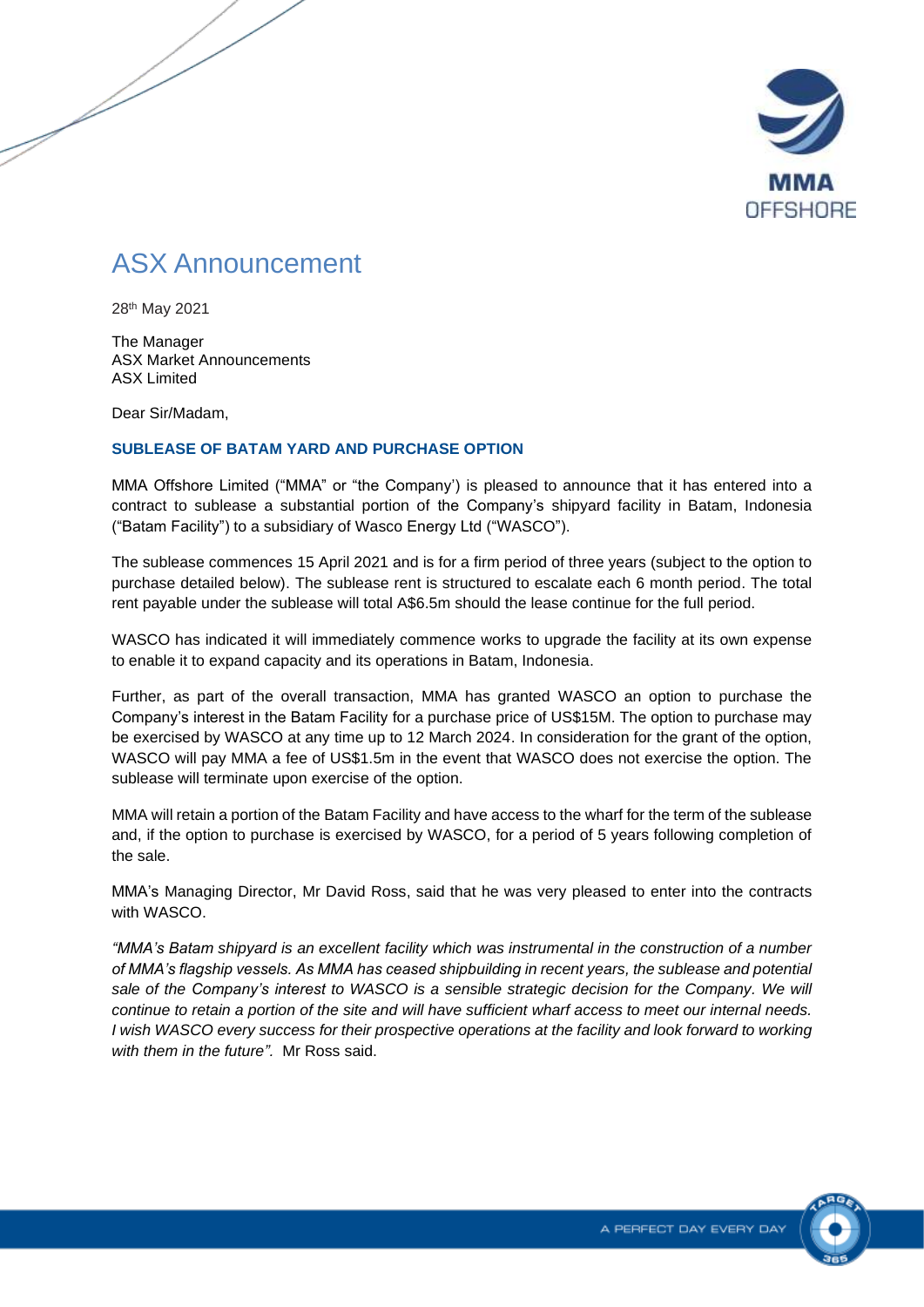# ASX Announcement

28th May 2021

The Manager
ASX Market Announcements
ASX Limited

Dear Sir/Madam,

## SUBLEASE OF BATAM YARD AND PURCHASE OPTION

MMA Offshore Limited ("MMA" or "the Company') is pleased to announce that it has entered into a contract to sublease a substantial portion of the Company's shipyard facility in Batam, Indonesia ("Batam Facility") to a subsidiary of Wasco Energy Ltd ("WASCO").

The sublease commences 15 April 2021 and is for a firm period of three years (subject to the option to purchase detailed below). The sublease rent is structured to escalate each 6 month period. The total rent payable under the sublease will total A$6.5m should the lease continue for the full period.

WASCO has indicated it will immediately commence works to upgrade the facility at its own expense to enable it to expand capacity and its operations in Batam, Indonesia.

Further, as part of the overall transaction, MMA has granted WASCO an option to purchase the Company's interest in the Batam Facility for a purchase price of US$15M. The option to purchase may be exercised by WASCO at any time up to 12 March 2024. In consideration for the grant of the option, WASCO will pay MMA a fee of US$1.5m in the event that WASCO does not exercise the option. The sublease will terminate upon exercise of the option.

MMA will retain a portion of the Batam Facility and have access to the wharf for the term of the sublease and, if the option to purchase is exercised by WASCO, for a period of 5 years following completion of the sale.

MMA's Managing Director, Mr David Ross, said that he was very pleased to enter into the contracts with WASCO.

*"MMA's Batam shipyard is an excellent facility which was instrumental in the construction of a number of MMA's flagship vessels. As MMA has ceased shipbuilding in recent years, the sublease and potential sale of the Company's interest to WASCO is a sensible strategic decision for the Company. We will continue to retain a portion of the site and will have sufficient wharf access to meet our internal needs. I wish WASCO every success for their prospective operations at the facility and look forward to working with them in the future".* Mr Ross said.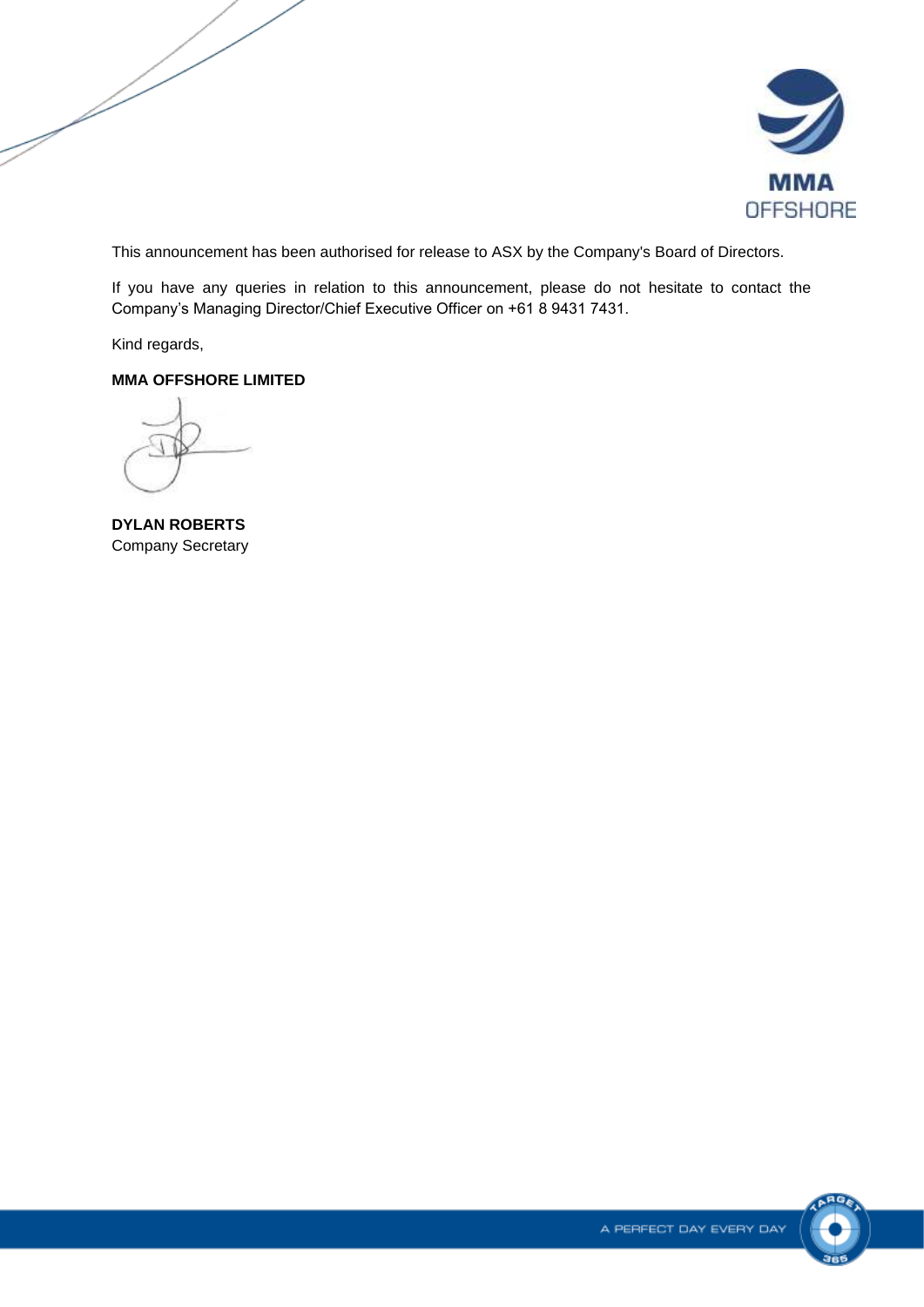This announcement has been authorised for release to ASX by the Company's Board of Directors.

If you have any queries in relation to this announcement, please do not hesitate to contact the Company's Managing Director/Chief Executive Officer on +61 8 9431 7431.

Kind regards,

**MMA OFFSHORE LIMITED**

**DYLAN ROBERTS**
Company Secretary